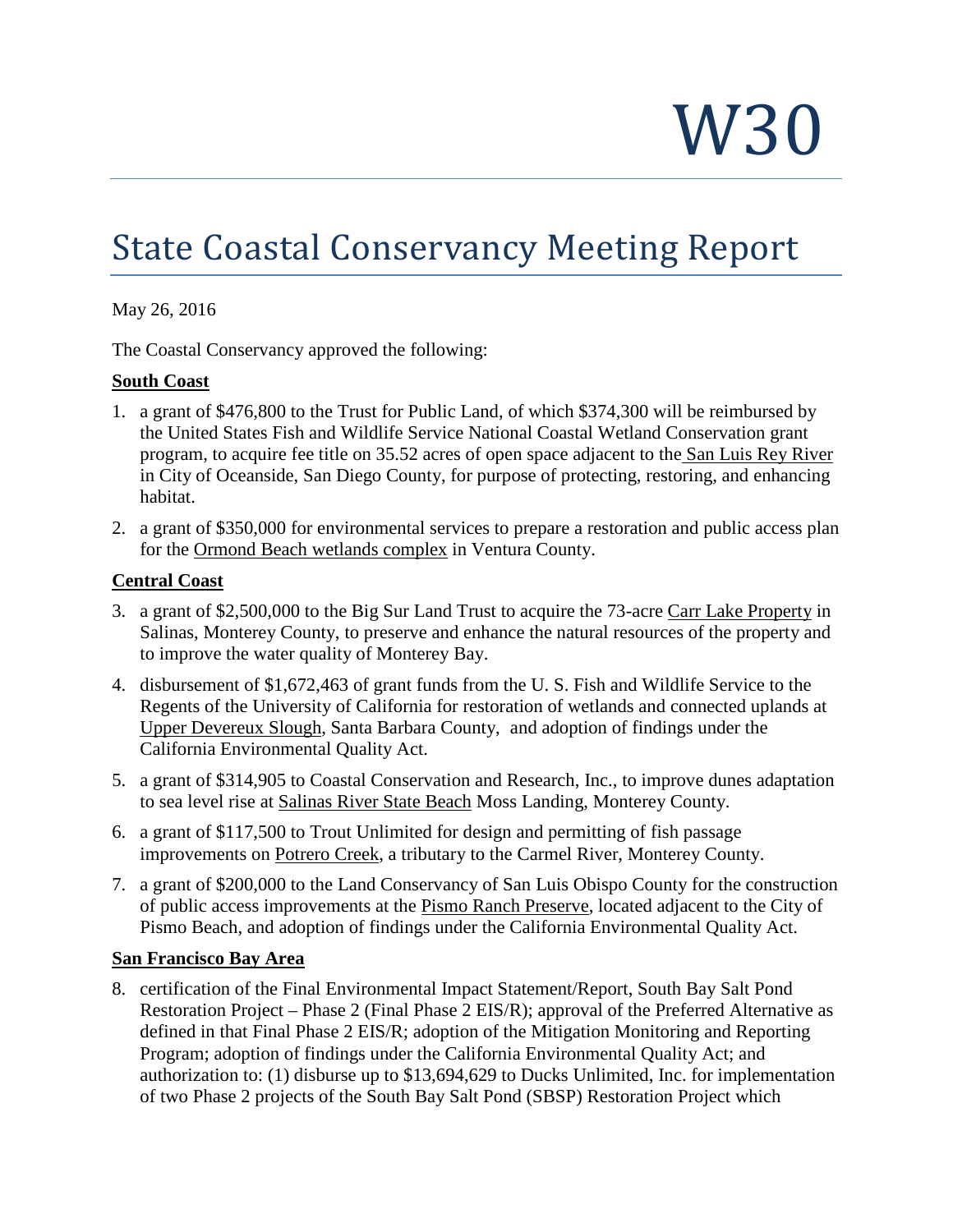# W30

# State Coastal Conservancy Meeting Report

May 26, 2016

The Coastal Conservancy approved the following:

**South Coast**

1. a grant of $476,800 to the Trust for Public Land, of which $374,300 will be reimbursed by the United States Fish and Wildlife Service National Coastal Wetland Conservation grant program, to acquire fee title on 35.52 acres of open space adjacent to the San Luis Rey River in City of Oceanside, San Diego County, for purpose of protecting, restoring, and enhancing habitat.
2. a grant of $350,000 for environmental services to prepare a restoration and public access plan for the Ormond Beach wetlands complex in Ventura County.

**Central Coast**

3. a grant of $2,500,000 to the Big Sur Land Trust to acquire the 73-acre Carr Lake Property in Salinas, Monterey County, to preserve and enhance the natural resources of the property and to improve the water quality of Monterey Bay.
4. disbursement of $1,672,463 of grant funds from the U. S. Fish and Wildlife Service to the Regents of the University of California for restoration of wetlands and connected uplands at Upper Devereux Slough, Santa Barbara County, and adoption of findings under the California Environmental Quality Act.
5. a grant of $314,905 to Coastal Conservation and Research, Inc., to improve dunes adaptation to sea level rise at Salinas River State Beach Moss Landing, Monterey County.
6. a grant of $117,500 to Trout Unlimited for design and permitting of fish passage improvements on Potrero Creek, a tributary to the Carmel River, Monterey County.
7. a grant of $200,000 to the Land Conservancy of San Luis Obispo County for the construction of public access improvements at the Pismo Ranch Preserve, located adjacent to the City of Pismo Beach, and adoption of findings under the California Environmental Quality Act.

**San Francisco Bay Area**

8. certification of the Final Environmental Impact Statement/Report, South Bay Salt Pond Restoration Project – Phase 2 (Final Phase 2 EIS/R); approval of the Preferred Alternative as defined in that Final Phase 2 EIS/R; adoption of the Mitigation Monitoring and Reporting Program; adoption of findings under the California Environmental Quality Act; and authorization to: (1) disburse up to $13,694,629 to Ducks Unlimited, Inc. for implementation of two Phase 2 projects of the South Bay Salt Pond (SBSP) Restoration Project which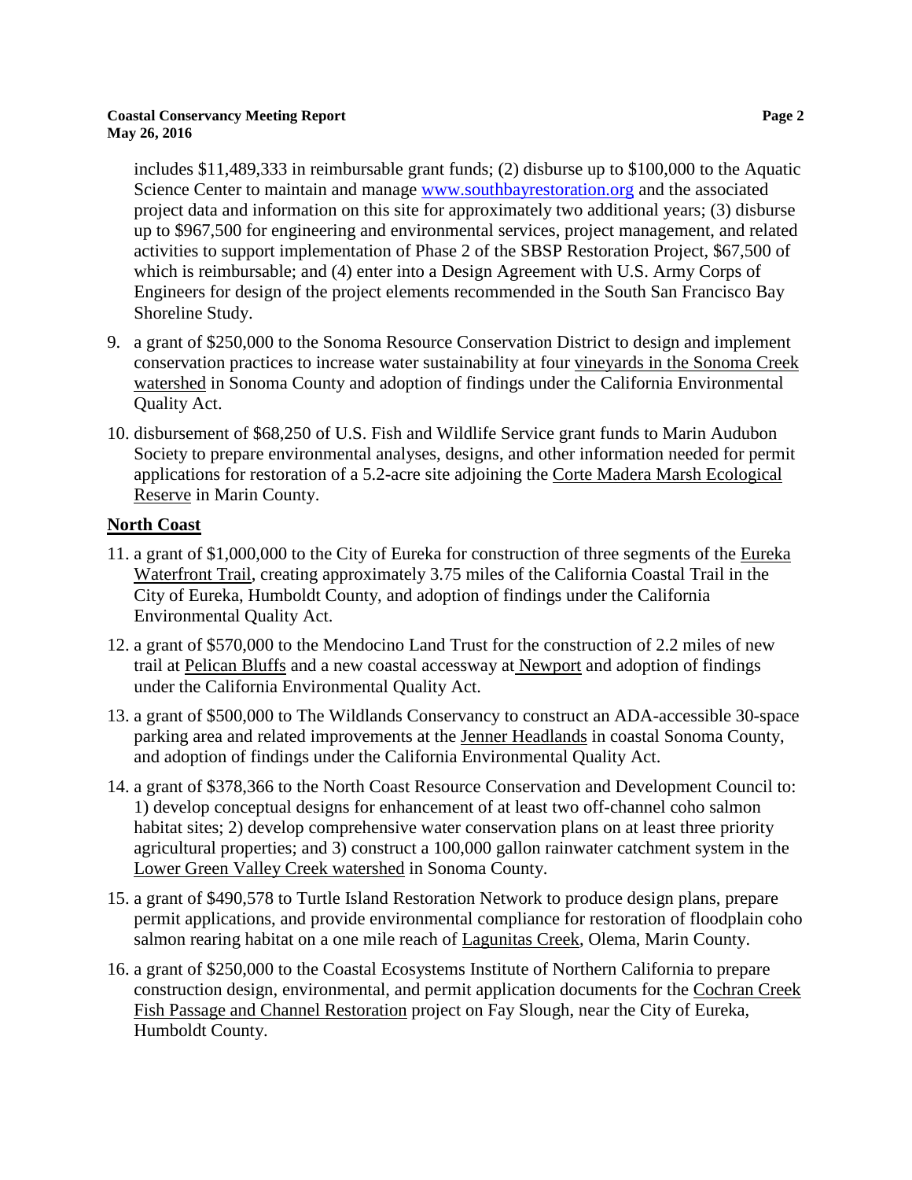includes $11,489,333 in reimbursable grant funds; (2) disburse up to $100,000 to the Aquatic Science Center to maintain and manage www.southbayrestoration.org and the associated project data and information on this site for approximately two additional years; (3) disburse up to $967,500 for engineering and environmental services, project management, and related activities to support implementation of Phase 2 of the SBSP Restoration Project, $67,500 of which is reimbursable; and (4) enter into a Design Agreement with U.S. Army Corps of Engineers for design of the project elements recommended in the South San Francisco Bay Shoreline Study.

9. a grant of $250,000 to the Sonoma Resource Conservation District to design and implement conservation practices to increase water sustainability at four vineyards in the Sonoma Creek watershed in Sonoma County and adoption of findings under the California Environmental Quality Act.

10. disbursement of $68,250 of U.S. Fish and Wildlife Service grant funds to Marin Audubon Society to prepare environmental analyses, designs, and other information needed for permit applications for restoration of a 5.2-acre site adjoining the Corte Madera Marsh Ecological Reserve in Marin County.

## North Coast

11. a grant of $1,000,000 to the City of Eureka for construction of three segments of the Eureka Waterfront Trail, creating approximately 3.75 miles of the California Coastal Trail in the City of Eureka, Humboldt County, and adoption of findings under the California Environmental Quality Act.

12. a grant of $570,000 to the Mendocino Land Trust for the construction of 2.2 miles of new trail at Pelican Bluffs and a new coastal accessway at Newport and adoption of findings under the California Environmental Quality Act.

13. a grant of $500,000 to The Wildlands Conservancy to construct an ADA-accessible 30-space parking area and related improvements at the Jenner Headlands in coastal Sonoma County, and adoption of findings under the California Environmental Quality Act.

14. a grant of $378,366 to the North Coast Resource Conservation and Development Council to: 1) develop conceptual designs for enhancement of at least two off-channel coho salmon habitat sites; 2) develop comprehensive water conservation plans on at least three priority agricultural properties; and 3) construct a 100,000 gallon rainwater catchment system in the Lower Green Valley Creek watershed in Sonoma County.

15. a grant of $490,578 to Turtle Island Restoration Network to produce design plans, prepare permit applications, and provide environmental compliance for restoration of floodplain coho salmon rearing habitat on a one mile reach of Lagunitas Creek, Olema, Marin County.

16. a grant of $250,000 to the Coastal Ecosystems Institute of Northern California to prepare construction design, environmental, and permit application documents for the Cochran Creek Fish Passage and Channel Restoration project on Fay Slough, near the City of Eureka, Humboldt County.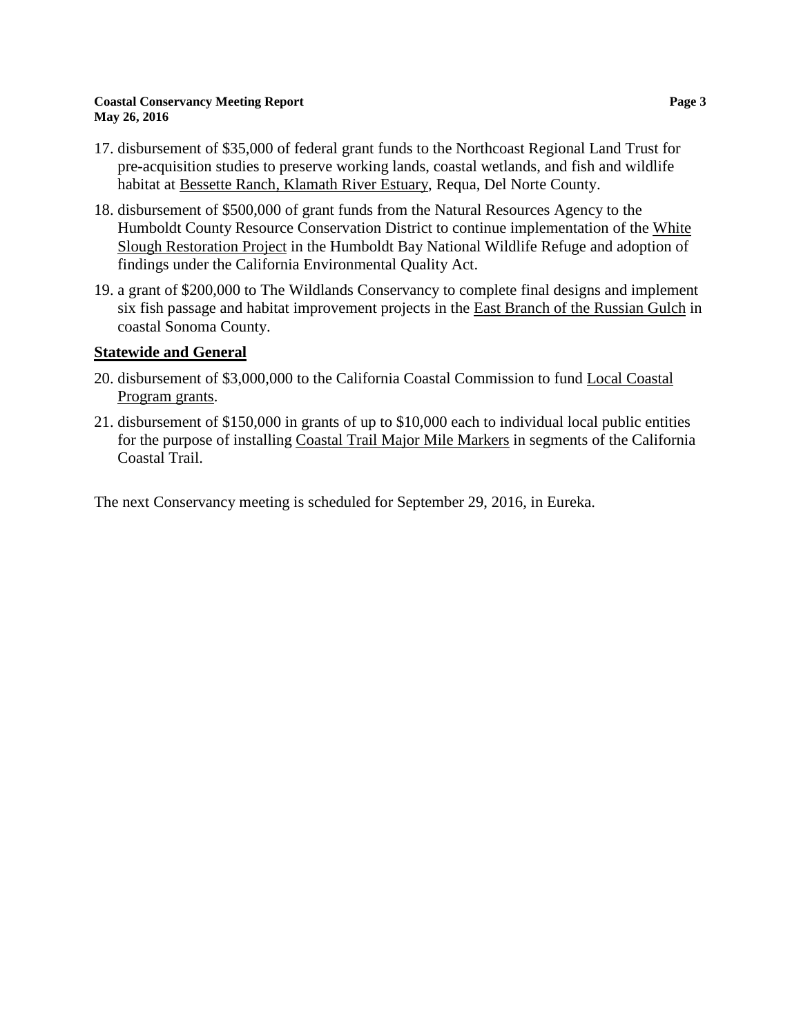17. disbursement of $35,000 of federal grant funds to the Northcoast Regional Land Trust for pre-acquisition studies to preserve working lands, coastal wetlands, and fish and wildlife habitat at Bessette Ranch, Klamath River Estuary, Requa, Del Norte County.

18. disbursement of $500,000 of grant funds from the Natural Resources Agency to the Humboldt County Resource Conservation District to continue implementation of the White Slough Restoration Project in the Humboldt Bay National Wildlife Refuge and adoption of findings under the California Environmental Quality Act.

19. a grant of $200,000 to The Wildlands Conservancy to complete final designs and implement six fish passage and habitat improvement projects in the East Branch of the Russian Gulch in coastal Sonoma County.

**Statewide and General**

20. disbursement of $3,000,000 to the California Coastal Commission to fund Local Coastal Program grants.

21. disbursement of $150,000 in grants of up to $10,000 each to individual local public entities for the purpose of installing Coastal Trail Major Mile Markers in segments of the California Coastal Trail.

The next Conservancy meeting is scheduled for September 29, 2016, in Eureka.